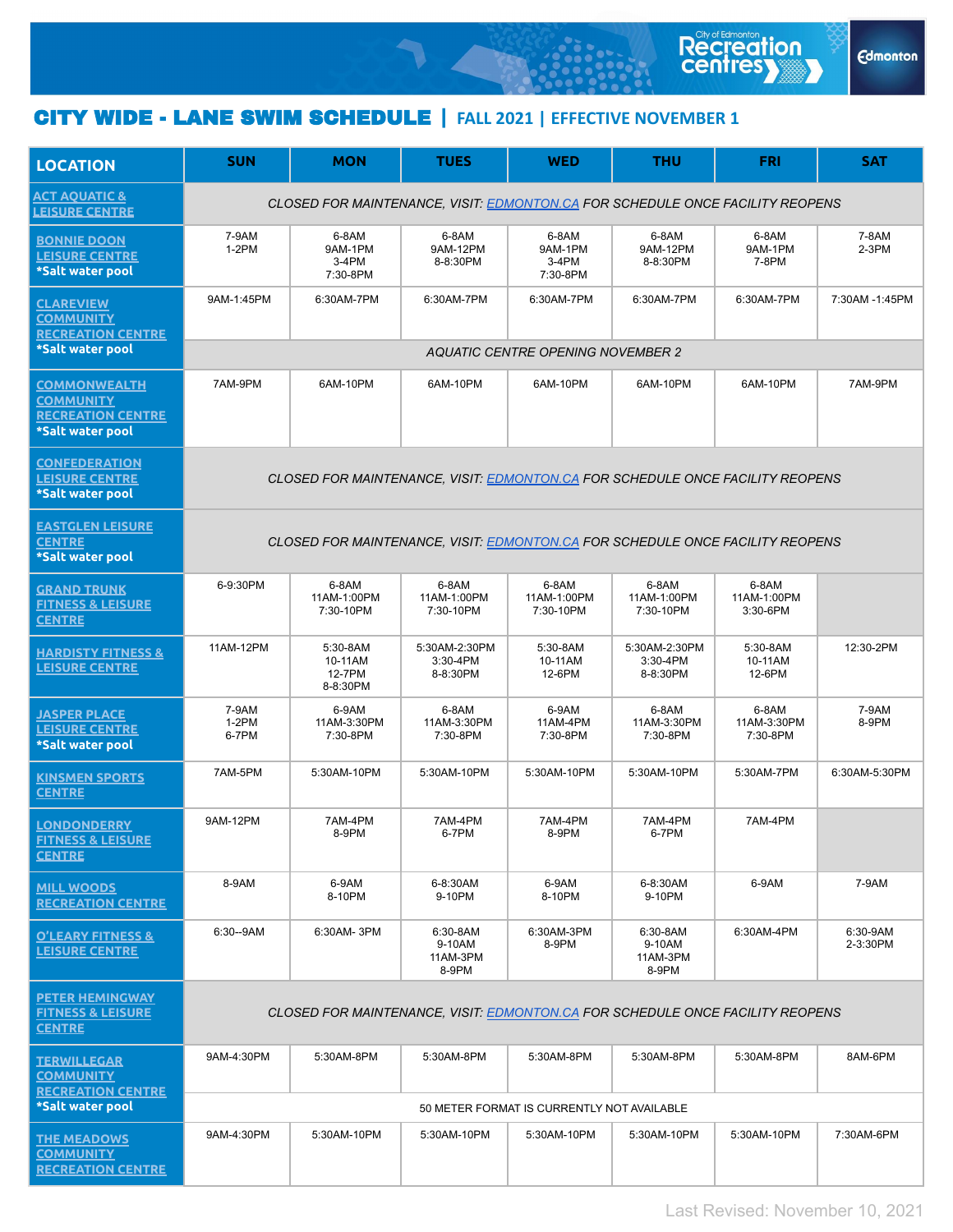# CITY WIDE - LANE SWIM SCHEDULE | FALL 2021 | EFFECTIVE NOVEMBER 1

| LOCATION | SUN | MON | TUES | WED | THU | FRI | SAT |
|---|---|---|---|---|---|---|---|
| ACT AQUATIC & LEISURE CENTRE | *CLOSED FOR MAINTENANCE, VISIT: EDMONTON.CA FOR SCHEDULE ONCE FACILITY REOPENS* | | | | | | |
| BONNIE DOON LEISURE CENTRE **\*Salt water pool** | 7-9AM<br>1-2PM | 6-8AM<br>9AM-1PM<br>3-4PM<br>7:30-8PM | 6-8AM<br>9AM-12PM<br>8-8:30PM | 6-8AM<br>9AM-1PM<br>3-4PM<br>7:30-8PM | 6-8AM<br>9AM-12PM<br>8-8:30PM | 6-8AM<br>9AM-1PM<br>7-8PM | 7-8AM<br>2-3PM |
| CLAREVIEW COMMUNITY RECREATION CENTRE **\*Salt water pool** | 9AM-1:45PM | 6:30AM-7PM | 6:30AM-7PM | 6:30AM-7PM | 6:30AM-7PM | 6:30AM-7PM | 7:30AM -1:45PM |
| | *AQUATIC CENTRE OPENING NOVEMBER 2* | | | | | | |
| COMMONWEALTH COMMUNITY RECREATION CENTRE **\*Salt water pool** | 7AM-9PM | 6AM-10PM | 6AM-10PM | 6AM-10PM | 6AM-10PM | 6AM-10PM | 7AM-9PM |
| CONFEDERATION LEISURE CENTRE **\*Salt water pool** | *CLOSED FOR MAINTENANCE, VISIT: EDMONTON.CA FOR SCHEDULE ONCE FACILITY REOPENS* | | | | | | |
| EASTGLEN LEISURE CENTRE **\*Salt water pool** | *CLOSED FOR MAINTENANCE, VISIT: EDMONTON.CA FOR SCHEDULE ONCE FACILITY REOPENS* | | | | | | |
| GRAND TRUNK FITNESS & LEISURE CENTRE | 6-9:30PM | 6-8AM<br>11AM-1:00PM<br>7:30-10PM | 6-8AM<br>11AM-1:00PM<br>7:30-10PM | 6-8AM<br>11AM-1:00PM<br>7:30-10PM | 6-8AM<br>11AM-1:00PM<br>7:30-10PM | 6-8AM<br>11AM-1:00PM<br>3:30-6PM | |
| HARDISTY FITNESS & LEISURE CENTRE | 11AM-12PM | 5:30-8AM<br>10-11AM<br>12-7PM<br>8-8:30PM | 5:30AM-2:30PM<br>3:30-4PM<br>8-8:30PM | 5:30-8AM<br>10-11AM<br>12-6PM | 5:30AM-2:30PM<br>3:30-4PM<br>8-8:30PM | 5:30-8AM<br>10-11AM<br>12-6PM | 12:30-2PM |
| JASPER PLACE LEISURE CENTRE **\*Salt water pool** | 7-9AM<br>1-2PM<br>6-7PM | 6-9AM<br>11AM-3:30PM<br>7:30-8PM | 6-8AM<br>11AM-3:30PM<br>7:30-8PM | 6-9AM<br>11AM-4PM<br>7:30-8PM | 6-8AM<br>11AM-3:30PM<br>7:30-8PM | 6-8AM<br>11AM-3:30PM<br>7:30-8PM | 7-9AM<br>8-9PM |
| KINSMEN SPORTS CENTRE | 7AM-5PM | 5:30AM-10PM | 5:30AM-10PM | 5:30AM-10PM | 5:30AM-10PM | 5:30AM-7PM | 6:30AM-5:30PM |
| LONDONDERRY FITNESS & LEISURE CENTRE | 9AM-12PM | 7AM-4PM<br>8-9PM | 7AM-4PM<br>6-7PM | 7AM-4PM<br>8-9PM | 7AM-4PM<br>6-7PM | 7AM-4PM | |
| MILL WOODS RECREATION CENTRE | 8-9AM | 6-9AM<br>8-10PM | 6-8:30AM<br>9-10PM | 6-9AM<br>8-10PM | 6-8:30AM<br>9-10PM | 6-9AM | 7-9AM |
| O'LEARY FITNESS & LEISURE CENTRE | 6:30--9AM | 6:30AM- 3PM | 6:30-8AM<br>9-10AM<br>11AM-3PM<br>8-9PM | 6:30AM-3PM<br>8-9PM | 6:30-8AM<br>9-10AM<br>11AM-3PM<br>8-9PM | 6:30AM-4PM | 6:30-9AM<br>2-3:30PM |
| PETER HEMINGWAY FITNESS & LEISURE CENTRE | *CLOSED FOR MAINTENANCE, VISIT: EDMONTON.CA FOR SCHEDULE ONCE FACILITY REOPENS* | | | | | | |
| TERWILLEGAR COMMUNITY RECREATION CENTRE **\*Salt water pool** | 9AM-4:30PM | 5:30AM-8PM | 5:30AM-8PM | 5:30AM-8PM | 5:30AM-8PM | 5:30AM-8PM | 8AM-6PM |
| | 50 METER FORMAT IS CURRENTLY NOT AVAILABLE | | | | | | |
| THE MEADOWS COMMUNITY RECREATION CENTRE | 9AM-4:30PM | 5:30AM-10PM | 5:30AM-10PM | 5:30AM-10PM | 5:30AM-10PM | 5:30AM-10PM | 7:30AM-6PM |

Last Revised: November 10, 2021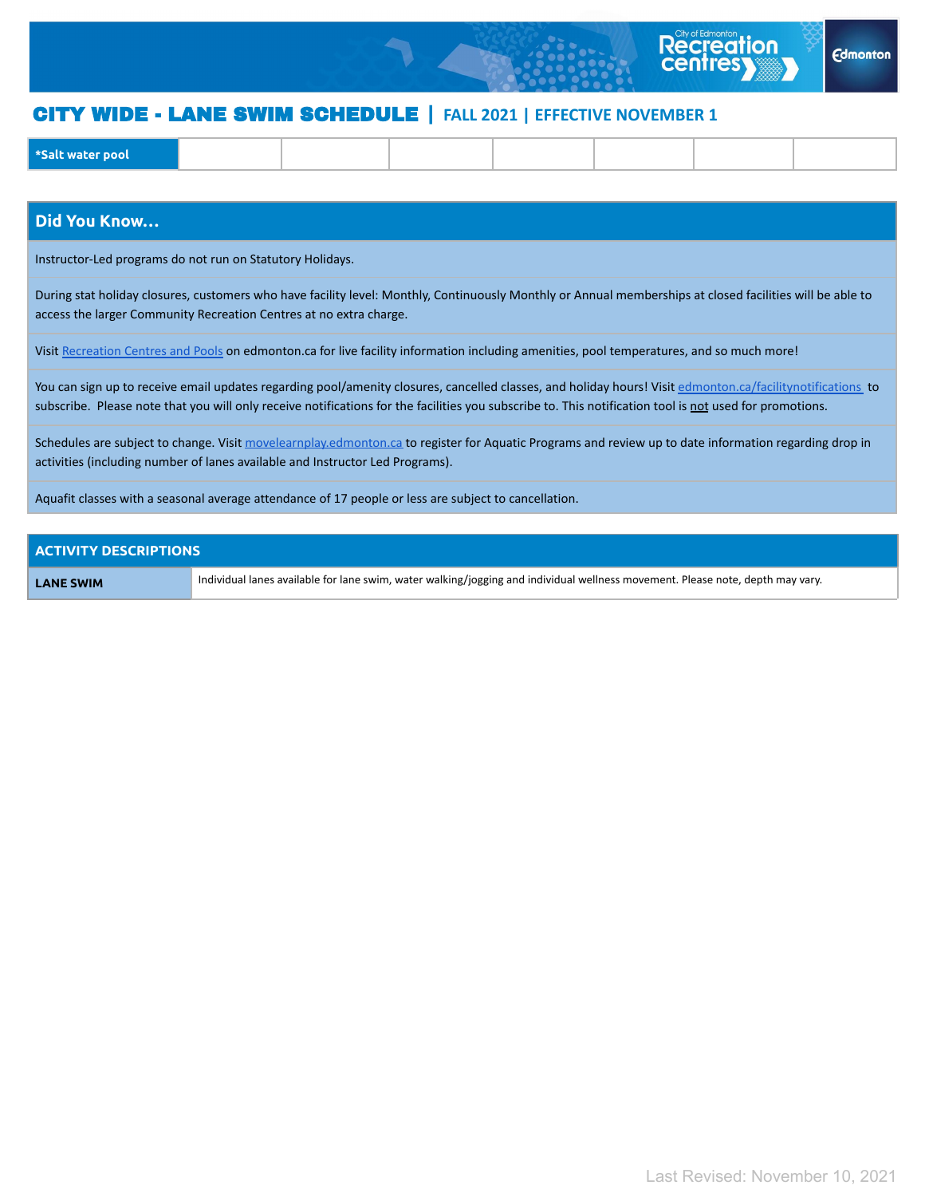# CITY WIDE - LANE SWIM SCHEDULE | FALL 2021 | EFFECTIVE NOVEMBER 1

| *Salt water pool | | | | | | | |
|---|---|---|---|---|---|---|---|

## Did You Know...

Instructor-Led programs do not run on Statutory Holidays.

During stat holiday closures, customers who have facility level: Monthly, Continuously Monthly or Annual memberships at closed facilities will be able to access the larger Community Recreation Centres at no extra charge.

Visit Recreation Centres and Pools on edmonton.ca for live facility information including amenities, pool temperatures, and so much more!

You can sign up to receive email updates regarding pool/amenity closures, cancelled classes, and holiday hours! Visit edmonton.ca/facilitynotifications to subscribe. Please note that you will only receive notifications for the facilities you subscribe to. This notification tool is not used for promotions.

Schedules are subject to change. Visit movelearnplay.edmonton.ca to register for Aquatic Programs and review up to date information regarding drop in activities (including number of lanes available and Instructor Led Programs).

Aquafit classes with a seasonal average attendance of 17 people or less are subject to cancellation.

## ACTIVITY DESCRIPTIONS

| | |
|---|---|
| **LANE SWIM** | Individual lanes available for lane swim, water walking/jogging and individual wellness movement. Please note, depth may vary. |

Last Revised: November 10, 2021